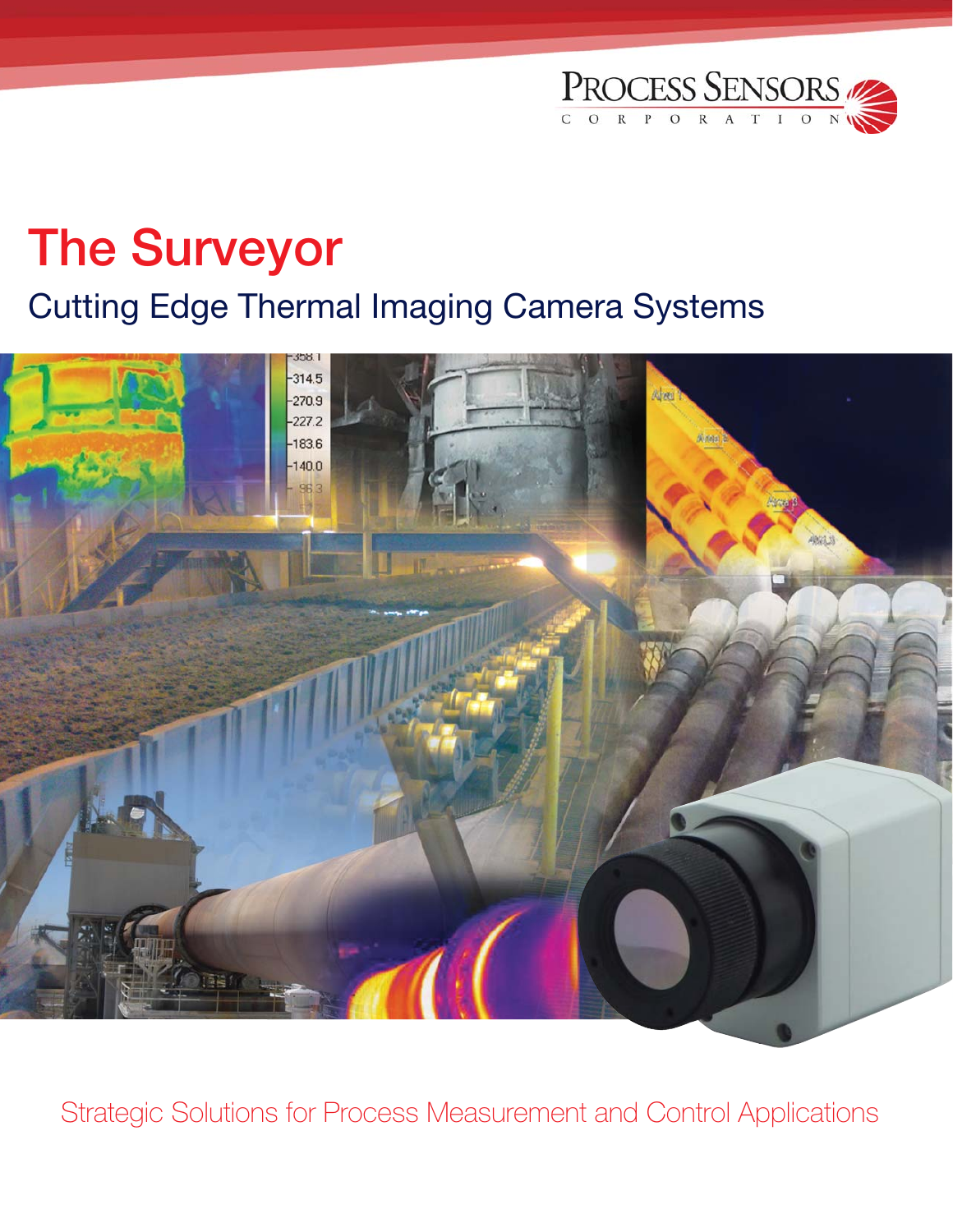PROCESS SENSORS CORPORATION

# The Surveyor

## Cutting Edge Thermal Imaging Camera Systems

Strategic Solutions for Process Measurement and Control Applications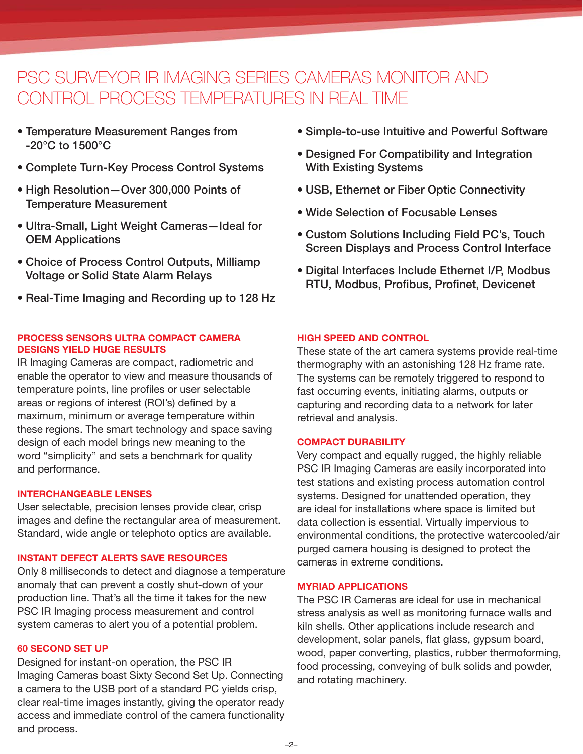# PSC SURVEYOR IR IMAGING SERIES CAMERAS MONITOR AND CONTROL PROCESS TEMPERATURES IN REAL TIME

- Temperature Measurement Ranges from -20°C to 1500°C
- Complete Turn-Key Process Control Systems
- High Resolution—Over 300,000 Points of Temperature Measurement
- Ultra-Small, Light Weight Cameras—Ideal for OEM Applications
- Choice of Process Control Outputs, Milliamp Voltage or Solid State Alarm Relays
- Real-Time Imaging and Recording up to 128 Hz
- Simple-to-use Intuitive and Powerful Software
- Designed For Compatibility and Integration With Existing Systems
- USB, Ethernet or Fiber Optic Connectivity
- Wide Selection of Focusable Lenses
- Custom Solutions Including Field PC's, Touch Screen Displays and Process Control Interface
- Digital Interfaces Include Ethernet I/P, Modbus RTU, Modbus, Profibus, Profinet, Devicenet

### PROCESS SENSORS ULTRA COMPACT CAMERA DESIGNS YIELD HUGE RESULTS

IR Imaging Cameras are compact, radiometric and enable the operator to view and measure thousands of temperature points, line profiles or user selectable areas or regions of interest (ROI's) defined by a maximum, minimum or average temperature within these regions. The smart technology and space saving design of each model brings new meaning to the word "simplicity" and sets a benchmark for quality and performance.

### INTERCHANGEABLE LENSES

User selectable, precision lenses provide clear, crisp images and define the rectangular area of measurement. Standard, wide angle or telephoto optics are available.

### INSTANT DEFECT ALERTS SAVE RESOURCES

Only 8 milliseconds to detect and diagnose a temperature anomaly that can prevent a costly shut-down of your production line. That's all the time it takes for the new PSC IR Imaging process measurement and control system cameras to alert you of a potential problem.

### 60 SECOND SET UP

Designed for instant-on operation, the PSC IR Imaging Cameras boast Sixty Second Set Up. Connecting a camera to the USB port of a standard PC yields crisp, clear real-time images instantly, giving the operator ready access and immediate control of the camera functionality and process.

### HIGH SPEED AND CONTROL

These state of the art camera systems provide real-time thermography with an astonishing 128 Hz frame rate. The systems can be remotely triggered to respond to fast occurring events, initiating alarms, outputs or capturing and recording data to a network for later retrieval and analysis.

### COMPACT DURABILITY

Very compact and equally rugged, the highly reliable PSC IR Imaging Cameras are easily incorporated into test stations and existing process automation control systems. Designed for unattended operation, they are ideal for installations where space is limited but data collection is essential. Virtually impervious to environmental conditions, the protective watercooled/air purged camera housing is designed to protect the cameras in extreme conditions.

### MYRIAD APPLICATIONS

The PSC IR Cameras are ideal for use in mechanical stress analysis as well as monitoring furnace walls and kiln shells. Other applications include research and development, solar panels, flat glass, gypsum board, wood, paper converting, plastics, rubber thermoforming, food processing, conveying of bulk solids and powder, and rotating machinery.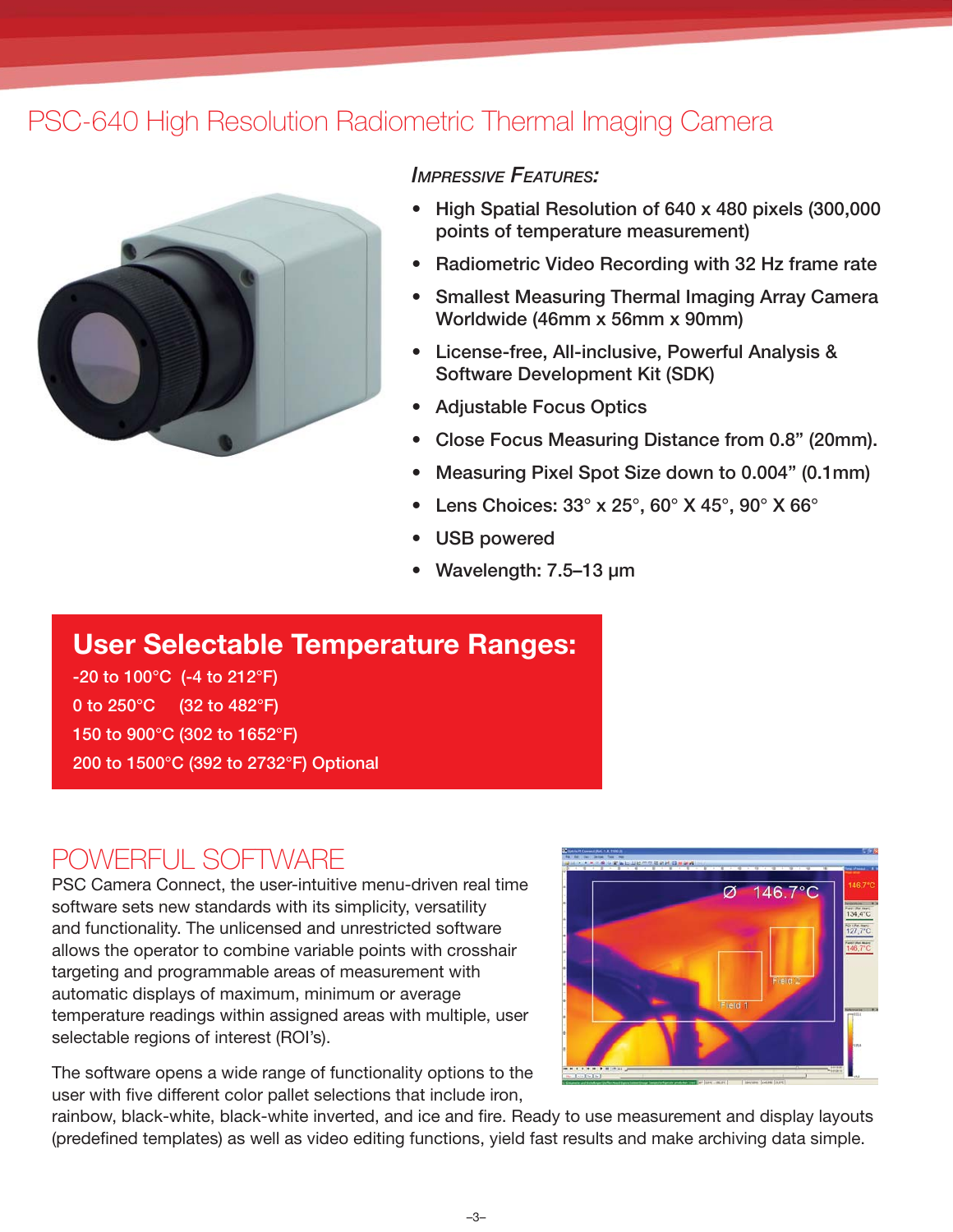# PSC-640 High Resolution Radiometric Thermal Imaging Camera

### *Impressive Features:*

- High Spatial Resolution of 640 x 480 pixels (300,000 points of temperature measurement)
- Radiometric Video Recording with 32 Hz frame rate
- Smallest Measuring Thermal Imaging Array Camera Worldwide (46mm x 56mm x 90mm)
- License-free, All-inclusive, Powerful Analysis & Software Development Kit (SDK)
- Adjustable Focus Optics
- Close Focus Measuring Distance from 0.8" (20mm).
- Measuring Pixel Spot Size down to 0.004" (0.1mm)
- Lens Choices: 33° x 25°, 60° X 45°, 90° X 66°
- USB powered
- Wavelength: 7.5–13 µm

## User Selectable Temperature Ranges:

-20 to 100°C (-4 to 212°F)
0 to 250°C (32 to 482°F)
150 to 900°C (302 to 1652°F)
200 to 1500°C (392 to 2732°F) Optional

## POWERFUL SOFTWARE

PSC Camera Connect, the user-intuitive menu-driven real time software sets new standards with its simplicity, versatility and functionality. The unlicensed and unrestricted software allows the operator to combine variable points with crosshair targeting and programmable areas of measurement with automatic displays of maximum, minimum or average temperature readings within assigned areas with multiple, user selectable regions of interest (ROI's).

The software opens a wide range of functionality options to the user with five different color pallet selections that include iron, rainbow, black-white, black-white inverted, and ice and fire. Ready to use measurement and display layouts (predefined templates) as well as video editing functions, yield fast results and make archiving data simple.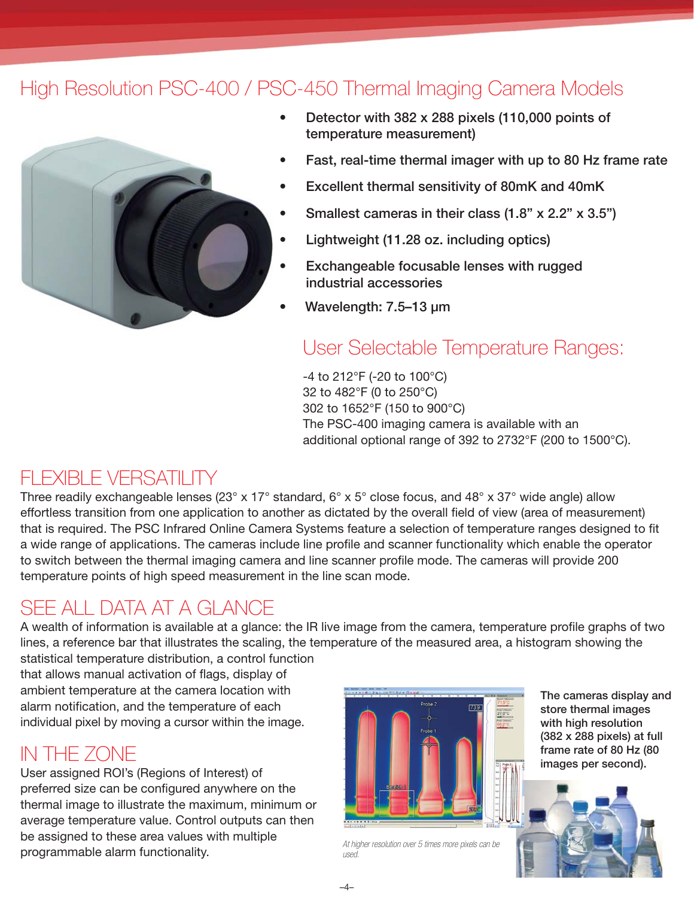# High Resolution PSC-400 / PSC-450 Thermal Imaging Camera Models

- Detector with 382 x 288 pixels (110,000 points of temperature measurement)
- Fast, real-time thermal imager with up to 80 Hz frame rate
- Excellent thermal sensitivity of 80mK and 40mK
- Smallest cameras in their class (1.8” x 2.2” x 3.5”)
- Lightweight (11.28 oz. including optics)
- Exchangeable focusable lenses with rugged industrial accessories
- Wavelength: 7.5–13 μm

## User Selectable Temperature Ranges:

-4 to 212°F (-20 to 100°C)
32 to 482°F (0 to 250°C)
302 to 1652°F (150 to 900°C)
The PSC-400 imaging camera is available with an additional optional range of 392 to 2732°F (200 to 1500°C).

## FLEXIBLE VERSATILITY

Three readily exchangeable lenses (23° x 17° standard, 6° x 5° close focus, and 48° x 37° wide angle) allow effortless transition from one application to another as dictated by the overall field of view (area of measurement) that is required. The PSC Infrared Online Camera Systems feature a selection of temperature ranges designed to fit a wide range of applications. The cameras include line profile and scanner functionality which enable the operator to switch between the thermal imaging camera and line scanner profile mode. The cameras will provide 200 temperature points of high speed measurement in the line scan mode.

## SEE ALL DATA AT A GLANCE

A wealth of information is available at a glance: the IR live image from the camera, temperature profile graphs of two lines, a reference bar that illustrates the scaling, the temperature of the measured area, a histogram showing the statistical temperature distribution, a control function that allows manual activation of flags, display of ambient temperature at the camera location with alarm notification, and the temperature of each individual pixel by moving a cursor within the image.

## IN THE ZONE

User assigned ROI’s (Regions of Interest) of preferred size can be configured anywhere on the thermal image to illustrate the maximum, minimum or average temperature value. Control outputs can then be assigned to these area values with multiple programmable alarm functionality.

**The cameras display and store thermal images with high resolution (382 x 288 pixels) at full frame rate of 80 Hz (80 images per second).**

*At higher resolution over 5 times more pixels can be used.*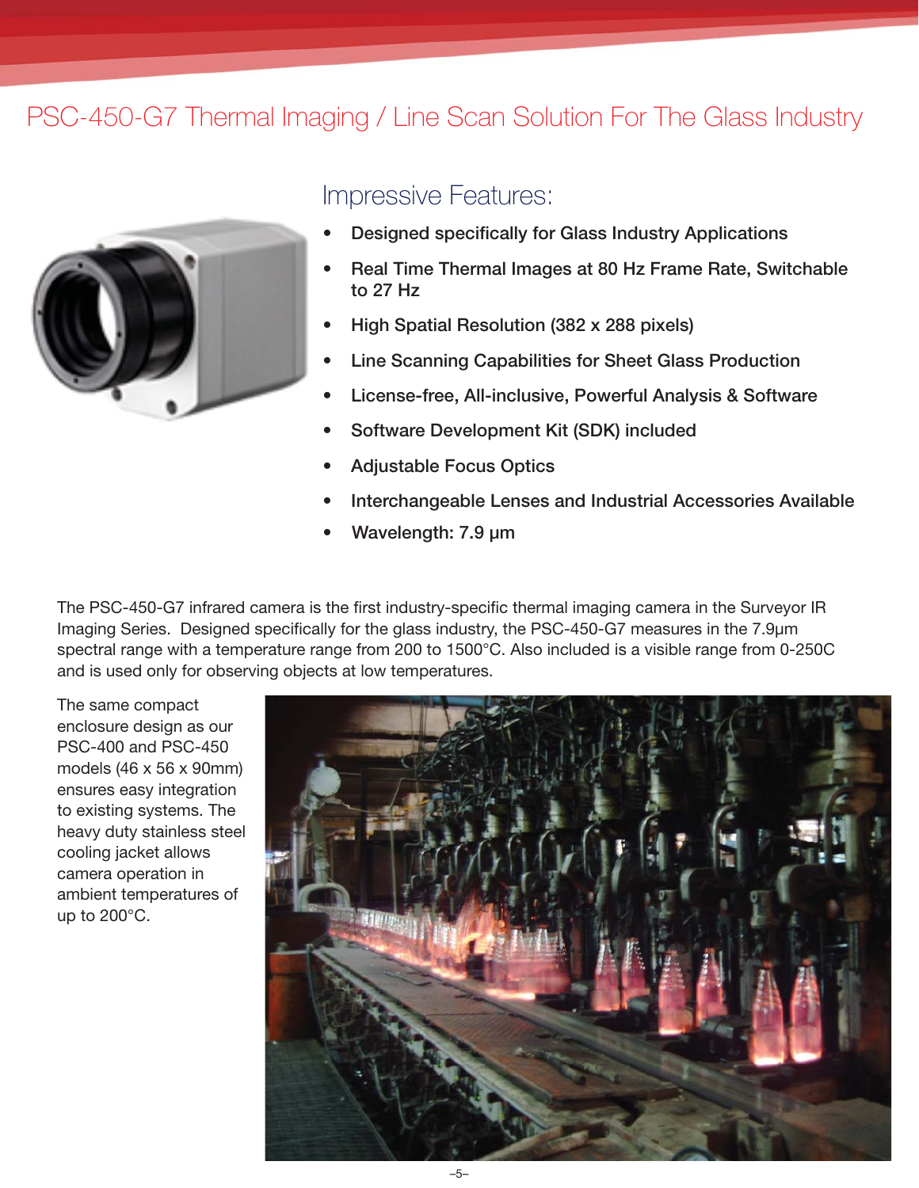# PSC-450-G7 Thermal Imaging / Line Scan Solution For The Glass Industry

## Impressive Features:

- Designed specifically for Glass Industry Applications
- Real Time Thermal Images at 80 Hz Frame Rate, Switchable to 27 Hz
- High Spatial Resolution (382 x 288 pixels)
- Line Scanning Capabilities for Sheet Glass Production
- License-free, All-inclusive, Powerful Analysis & Software
- Software Development Kit (SDK) included
- Adjustable Focus Optics
- Interchangeable Lenses and Industrial Accessories Available
- Wavelength: 7.9 µm

The PSC-450-G7 infrared camera is the first industry-specific thermal imaging camera in the Surveyor IR Imaging Series. Designed specifically for the glass industry, the PSC-450-G7 measures in the 7.9µm spectral range with a temperature range from 200 to 1500°C. Also included is a visible range from 0-250C and is used only for observing objects at low temperatures.

The same compact enclosure design as our PSC-400 and PSC-450 models (46 x 56 x 90mm) ensures easy integration to existing systems. The heavy duty stainless steel cooling jacket allows camera operation in ambient temperatures of up to 200°C.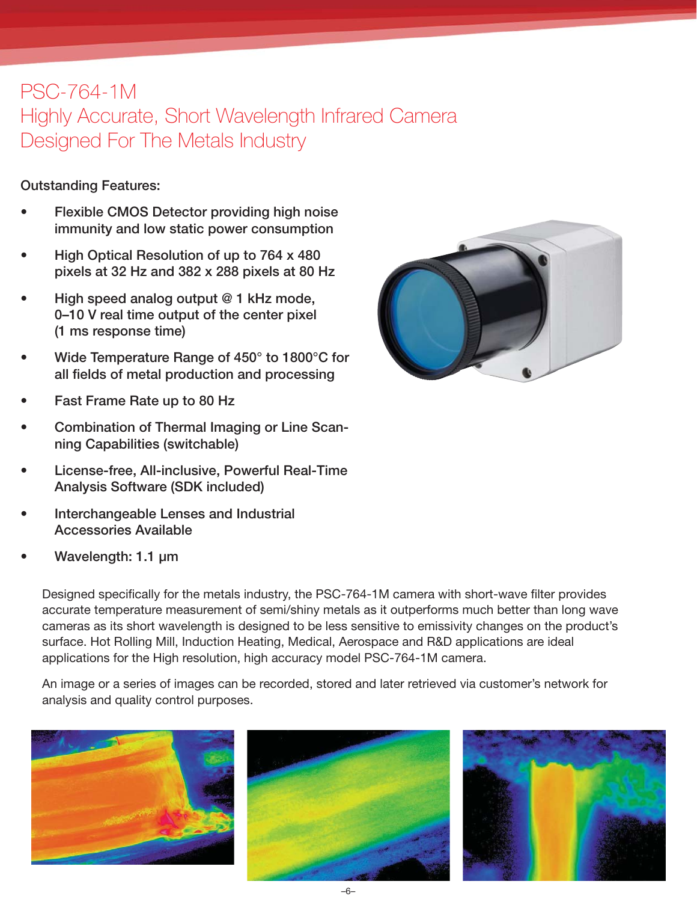# PSC-764-1M
## Highly Accurate, Short Wavelength Infrared Camera Designed For The Metals Industry

**Outstanding Features:**

- **Flexible CMOS Detector providing high noise immunity and low static power consumption**
- **High Optical Resolution of up to 764 x 480 pixels at 32 Hz and 382 x 288 pixels at 80 Hz**
- **High speed analog output @ 1 kHz mode, 0–10 V real time output of the center pixel (1 ms response time)**
- **Wide Temperature Range of 450° to 1800°C for all fields of metal production and processing**
- **Fast Frame Rate up to 80 Hz**
- **Combination of Thermal Imaging or Line Scanning Capabilities (switchable)**
- **License-free, All-inclusive, Powerful Real-Time Analysis Software (SDK included)**
- **Interchangeable Lenses and Industrial Accessories Available**
- **Wavelength: 1.1 µm**

Designed specifically for the metals industry, the PSC-764-1M camera with short-wave filter provides accurate temperature measurement of semi/shiny metals as it outperforms much better than long wave cameras as its short wavelength is designed to be less sensitive to emissivity changes on the product's surface. Hot Rolling Mill, Induction Heating, Medical, Aerospace and R&D applications are ideal applications for the High resolution, high accuracy model PSC-764-1M camera.

An image or a series of images can be recorded, stored and later retrieved via customer's network for analysis and quality control purposes.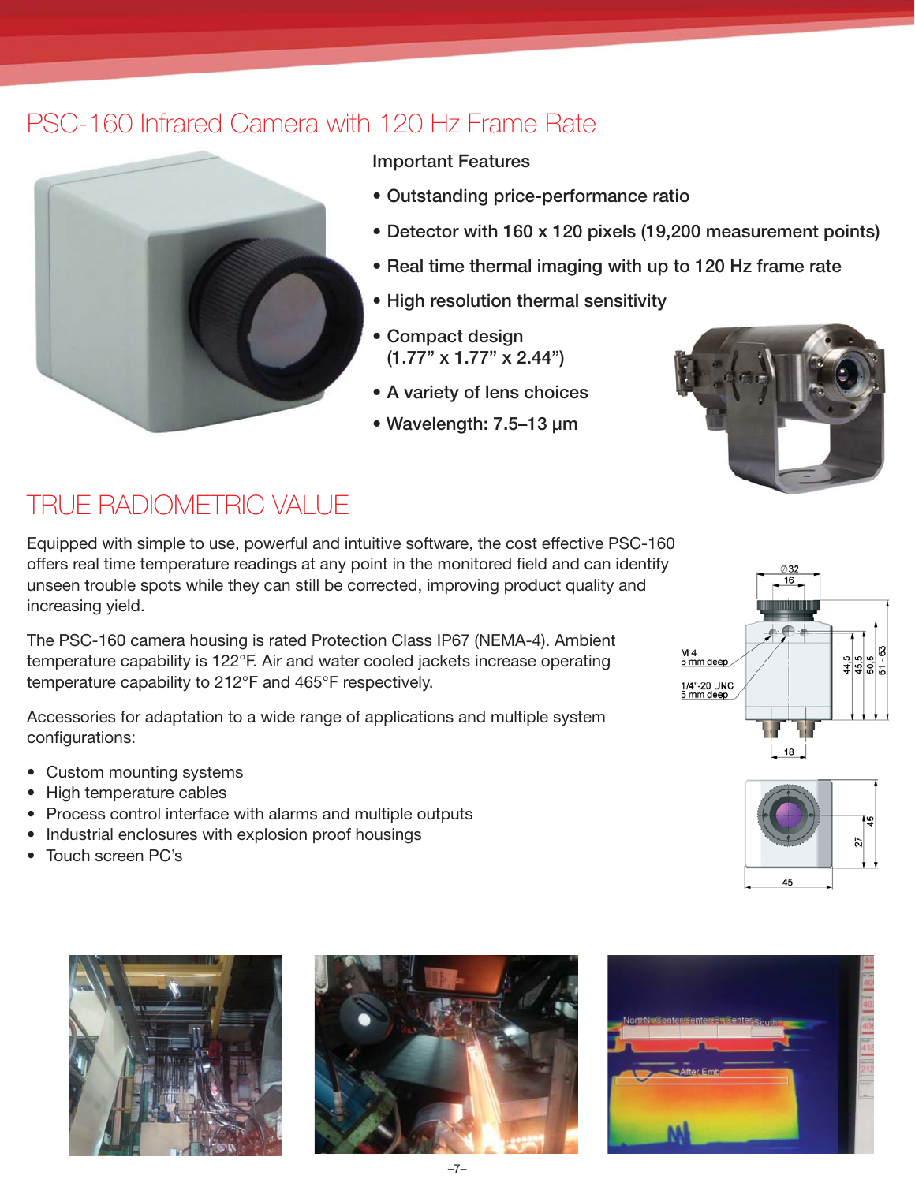# PSC-160 Infrared Camera with 120 Hz Frame Rate

**Important Features**

- Outstanding price-performance ratio
- Detector with 160 x 120 pixels (19,200 measurement points)
- Real time thermal imaging with up to 120 Hz frame rate
- High resolution thermal sensitivity
- Compact design (1.77" x 1.77" x 2.44")
- A variety of lens choices
- Wavelength: 7.5–13 µm

## TRUE RADIOMETRIC VALUE

Equipped with simple to use, powerful and intuitive software, the cost effective PSC-160 offers real time temperature readings at any point in the monitored field and can identify unseen trouble spots while they can still be corrected, improving product quality and increasing yield.

The PSC-160 camera housing is rated Protection Class IP67 (NEMA-4). Ambient temperature capability is 122°F. Air and water cooled jackets increase operating temperature capability to 212°F and 465°F respectively.

Accessories for adaptation to a wide range of applications and multiple system configurations:

- Custom mounting systems
- High temperature cables
- Process control interface with alarms and multiple outputs
- Industrial enclosures with explosion proof housings
- Touch screen PC's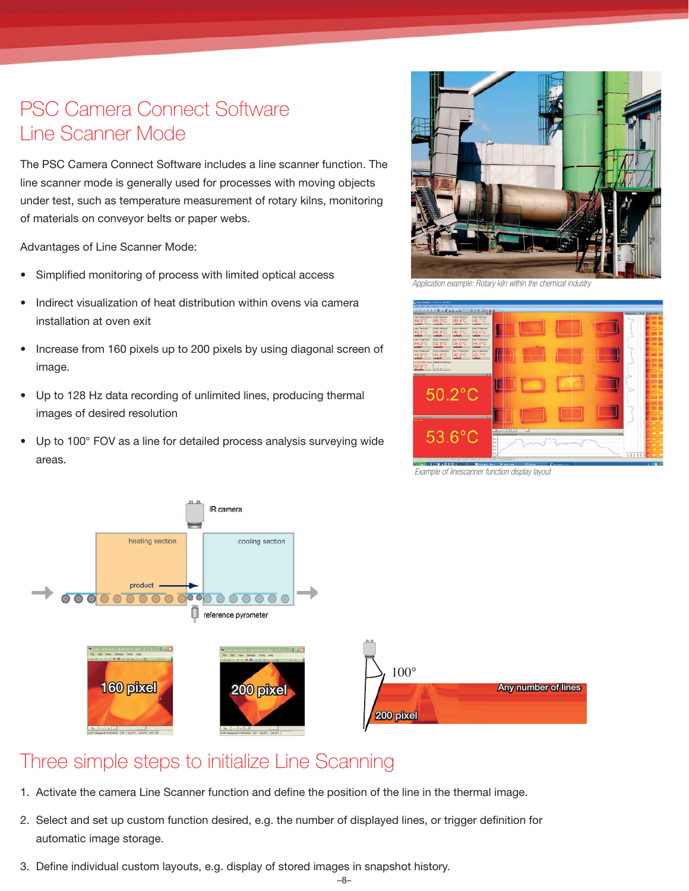// PSC Camera Connect Software
# PSC Camera Connect Software Line Scanner Mode

The PSC Camera Connect Software includes a line scanner function. The line scanner mode is generally used for processes with moving objects under test, such as temperature measurement of rotary kilns, monitoring of materials on conveyor belts or paper webs.

Advantages of Line Scanner Mode:

- Simplified monitoring of process with limited optical access
- Indirect visualization of heat distribution within ovens via camera installation at oven exit
- Increase from 160 pixels up to 200 pixels by using diagonal screen of image.
- Up to 128 Hz data recording of unlimited lines, producing thermal images of desired resolution
- Up to 100° FOV as a line for detailed process analysis surveying wide areas.

*Application example: Rotary kiln within the chemical industry*

*Example of linescanner function display layout*

IR camera

heating section

cooling section

product

reference pyrometer

160 pixel

200 pixel

100°

200 pixel

Any number of lines

## Three simple steps to initialize Line Scanning

1. Activate the camera Line Scanner function and define the position of the line in the thermal image.
2. Select and set up custom function desired, e.g. the number of displayed lines, or trigger definition for automatic image storage.
3. Define individual custom layouts, e.g. display of stored images in snapshot history.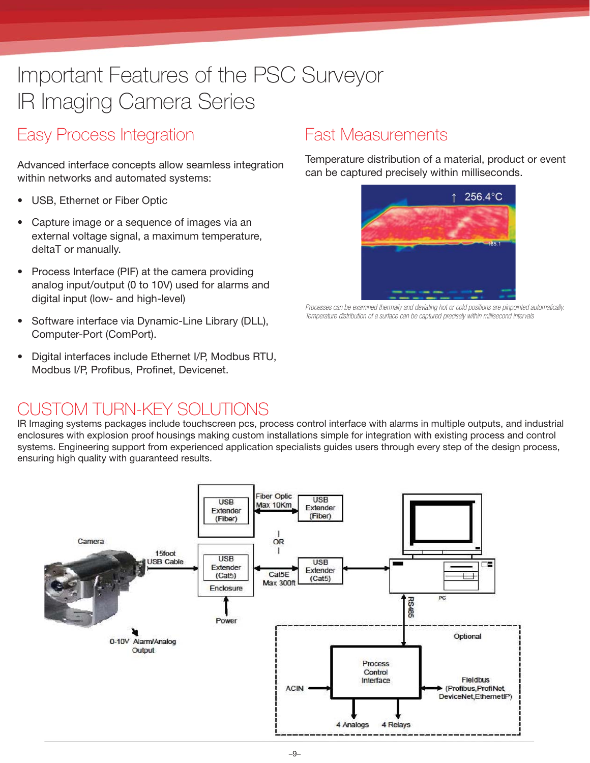# Important Features of the PSC Surveyor IR Imaging Camera Series

## Easy Process Integration

Advanced interface concepts allow seamless integration within networks and automated systems:

- USB, Ethernet or Fiber Optic
- Capture image or a sequence of images via an external voltage signal, a maximum temperature, deltaT or manually.
- Process Interface (PIF) at the camera providing analog input/output (0 to 10V) used for alarms and digital input (low- and high-level)
- Software interface via Dynamic-Line Library (DLL), Computer-Port (ComPort).
- Digital interfaces include Ethernet I/P, Modbus RTU, Modbus I/P, Profibus, Profinet, Devicenet.

## Fast Measurements

Temperature distribution of a material, product or event can be captured precisely within milliseconds.

*Processes can be examined thermally and deviating hot or cold positions are pinpointed automatically. Temperature distribution of a surface can be captured precisely within millisecond intervals*

## CUSTOM TURN-KEY SOLUTIONS

IR Imaging systems packages include touchscreen pcs, process control interface with alarms in multiple outputs, and industrial enclosures with explosion proof housings making custom installations simple for integration with existing process and control systems. Engineering support from experienced application specialists guides users through every step of the design process, ensuring high quality with guaranteed results.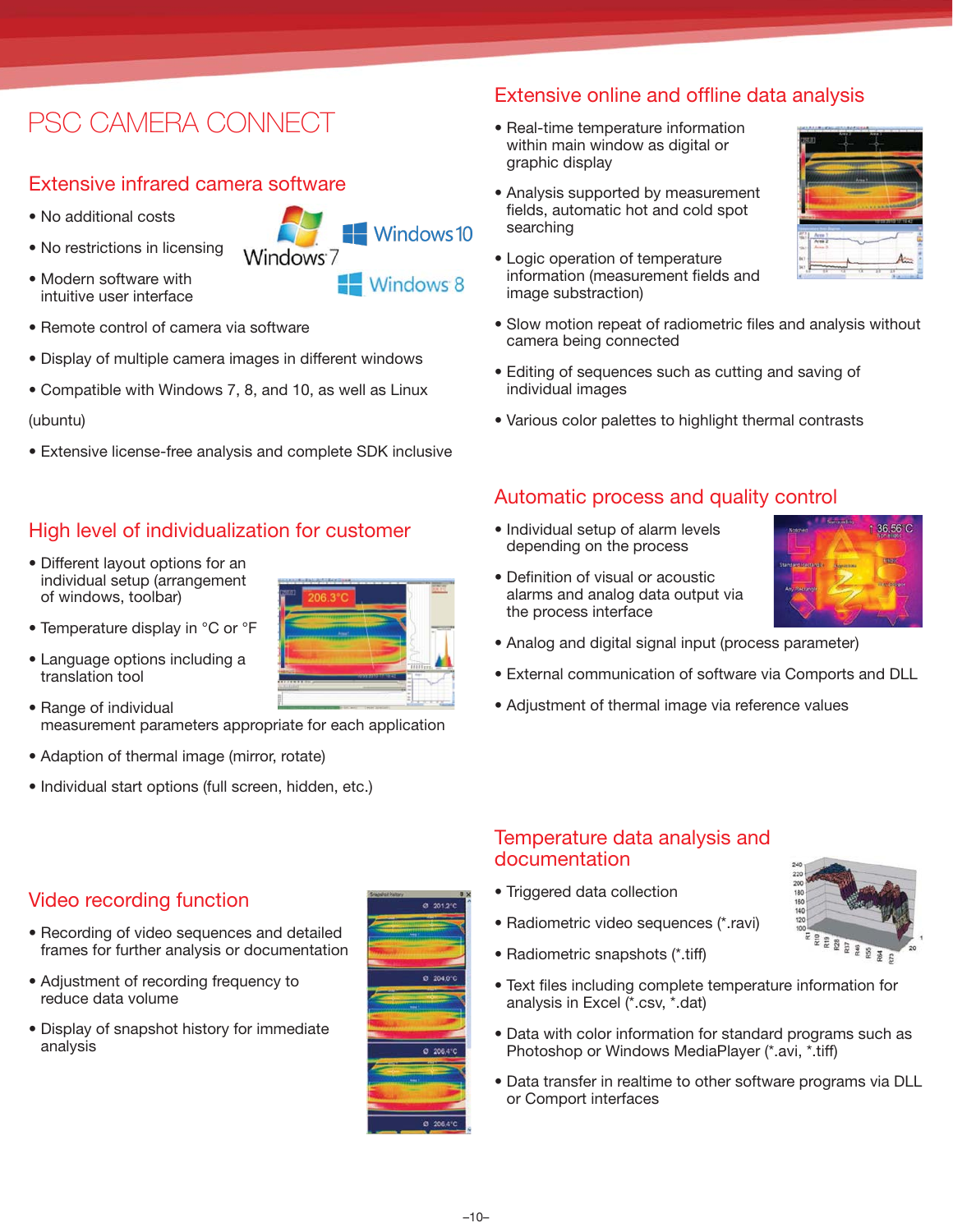# PSC CAMERA CONNECT

## Extensive infrared camera software

- No additional costs
- No restrictions in licensing
- Modern software with intuitive user interface
- Remote control of camera via software
- Display of multiple camera images in different windows
- Compatible with Windows 7, 8, and 10, as well as Linux (ubuntu)
- Extensive license-free analysis and complete SDK inclusive

## High level of individualization for customer

- Different layout options for an individual setup (arrangement of windows, toolbar)
- Temperature display in °C or °F
- Language options including a translation tool
- Range of individual measurement parameters appropriate for each application
- Adaption of thermal image (mirror, rotate)
- Individual start options (full screen, hidden, etc.)

## Video recording function

- Recording of video sequences and detailed frames for further analysis or documentation
- Adjustment of recording frequency to reduce data volume
- Display of snapshot history for immediate analysis

## Extensive online and offline data analysis

- Real-time temperature information within main window as digital or graphic display
- Analysis supported by measurement fields, automatic hot and cold spot searching
- Logic operation of temperature information (measurement fields and image substraction)
- Slow motion repeat of radiometric files and analysis without camera being connected
- Editing of sequences such as cutting and saving of individual images
- Various color palettes to highlight thermal contrasts

## Automatic process and quality control

- Individual setup of alarm levels depending on the process
- Definition of visual or acoustic alarms and analog data output via the process interface
- Analog and digital signal input (process parameter)
- External communication of software via Comports and DLL
- Adjustment of thermal image via reference values

## Temperature data analysis and documentation

- Triggered data collection
- Radiometric video sequences (*.ravi)
- Radiometric snapshots (*.tiff)
- Text files including complete temperature information for analysis in Excel (*.csv, *.dat)
- Data with color information for standard programs such as Photoshop or Windows MediaPlayer (*.avi, *.tiff)
- Data transfer in realtime to other software programs via DLL or Comport interfaces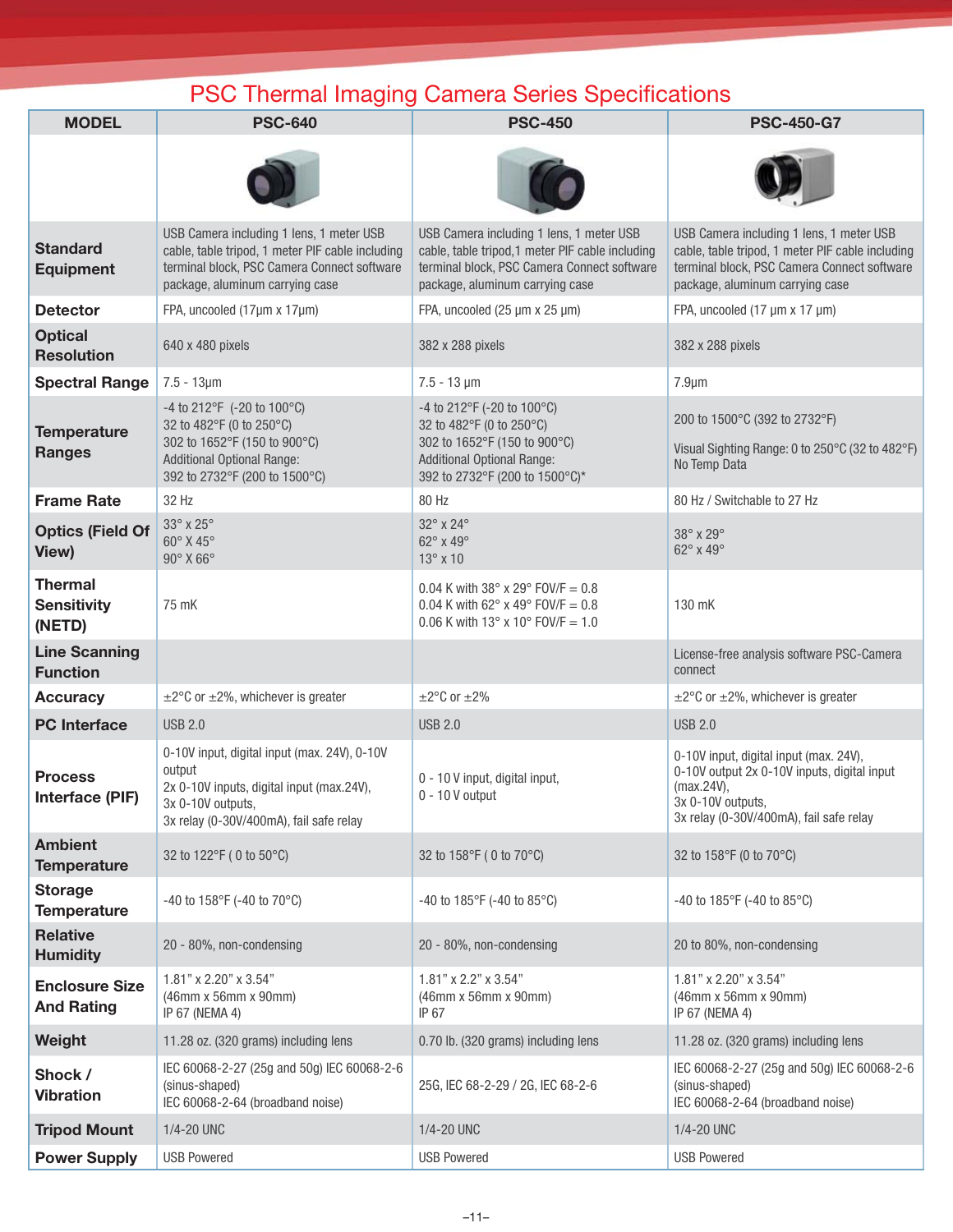# PSC Thermal Imaging Camera Series Specifications

| MODEL | PSC-640 | PSC-450 | PSC-450-G7 |
|---|---|---|---|
| | | | |
| Standard Equipment | USB Camera including 1 lens, 1 meter USB cable, table tripod, 1 meter PIF cable including terminal block, PSC Camera Connect software package, aluminum carrying case | USB Camera including 1 lens, 1 meter USB cable, table tripod,1 meter PIF cable including terminal block, PSC Camera Connect software package, aluminum carrying case | USB Camera including 1 lens, 1 meter USB cable, table tripod, 1 meter PIF cable including terminal block, PSC Camera Connect software package, aluminum carrying case |
| Detector | FPA, uncooled (17µm x 17µm) | FPA, uncooled (25 µm x 25 µm) | FPA, uncooled (17 µm x 17 µm) |
| Optical Resolution | 640 x 480 pixels | 382 x 288 pixels | 382 x 288 pixels |
| Spectral Range | 7.5 - 13µm | 7.5 - 13 µm | 7.9µm |
| Temperature Ranges | -4 to 212°F (-20 to 100°C)<br>32 to 482°F (0 to 250°C)<br>302 to 1652°F (150 to 900°C)<br>Additional Optional Range:<br>392 to 2732°F (200 to 1500°C) | -4 to 212°F (-20 to 100°C)<br>32 to 482°F (0 to 250°C)<br>302 to 1652°F (150 to 900°C)<br>Additional Optional Range:<br>392 to 2732°F (200 to 1500°C)* | 200 to 1500°C (392 to 2732°F)<br><br>Visual Sighting Range: 0 to 250°C (32 to 482°F)<br>No Temp Data |
| Frame Rate | 32 Hz | 80 Hz | 80 Hz / Switchable to 27 Hz |
| Optics (Field Of View) | 33° x 25°<br>60° X 45°<br>90° X 66° | 32° x 24°<br>62° x 49°<br>13° x 10 | 38° x 29°<br>62° x 49° |
| Thermal Sensitivity (NETD) | 75 mK | 0.04 K with 38° x 29° FOV/F = 0.8<br>0.04 K with 62° x 49° FOV/F = 0.8<br>0.06 K with 13° x 10° FOV/F = 1.0 | 130 mK |
| Line Scanning Function | | | License-free analysis software PSC-Camera connect |
| Accuracy | ±2°C or ±2%, whichever is greater | ±2°C or ±2% | ±2°C or ±2%, whichever is greater |
| PC Interface | USB 2.0 | USB 2.0 | USB 2.0 |
| Process Interface (PIF) | 0-10V input, digital input (max. 24V), 0-10V output<br>2x 0-10V inputs, digital input (max.24V),<br>3x 0-10V outputs,<br>3x relay (0-30V/400mA), fail safe relay | 0 - 10 V input, digital input,<br>0 - 10 V output | 0-10V input, digital input (max. 24V),<br>0-10V output 2x 0-10V inputs, digital input (max.24V),<br>3x 0-10V outputs,<br>3x relay (0-30V/400mA), fail safe relay |
| Ambient Temperature | 32 to 122°F ( 0 to 50°C) | 32 to 158°F ( 0 to 70°C) | 32 to 158°F (0 to 70°C) |
| Storage Temperature | -40 to 158°F (-40 to 70°C) | -40 to 185°F (-40 to 85°C) | -40 to 185°F (-40 to 85°C) |
| Relative Humidity | 20 - 80%, non-condensing | 20 - 80%, non-condensing | 20 to 80%, non-condensing |
| Enclosure Size And Rating | 1.81" x 2.20" x 3.54"<br>(46mm x 56mm x 90mm)<br>IP 67 (NEMA 4) | 1.81" x 2.2" x 3.54"<br>(46mm x 56mm x 90mm)<br>IP 67 | 1.81" x 2.20" x 3.54"<br>(46mm x 56mm x 90mm)<br>IP 67 (NEMA 4) |
| Weight | 11.28 oz. (320 grams) including lens | 0.70 lb. (320 grams) including lens | 11.28 oz. (320 grams) including lens |
| Shock / Vibration | IEC 60068-2-27 (25g and 50g) IEC 60068-2-6 (sinus-shaped)<br>IEC 60068-2-64 (broadband noise) | 25G, IEC 68-2-29 / 2G, IEC 68-2-6 | IEC 60068-2-27 (25g and 50g) IEC 60068-2-6 (sinus-shaped)<br>IEC 60068-2-64 (broadband noise) |
| Tripod Mount | 1/4-20 UNC | 1/4-20 UNC | 1/4-20 UNC |
| Power Supply | USB Powered | USB Powered | USB Powered |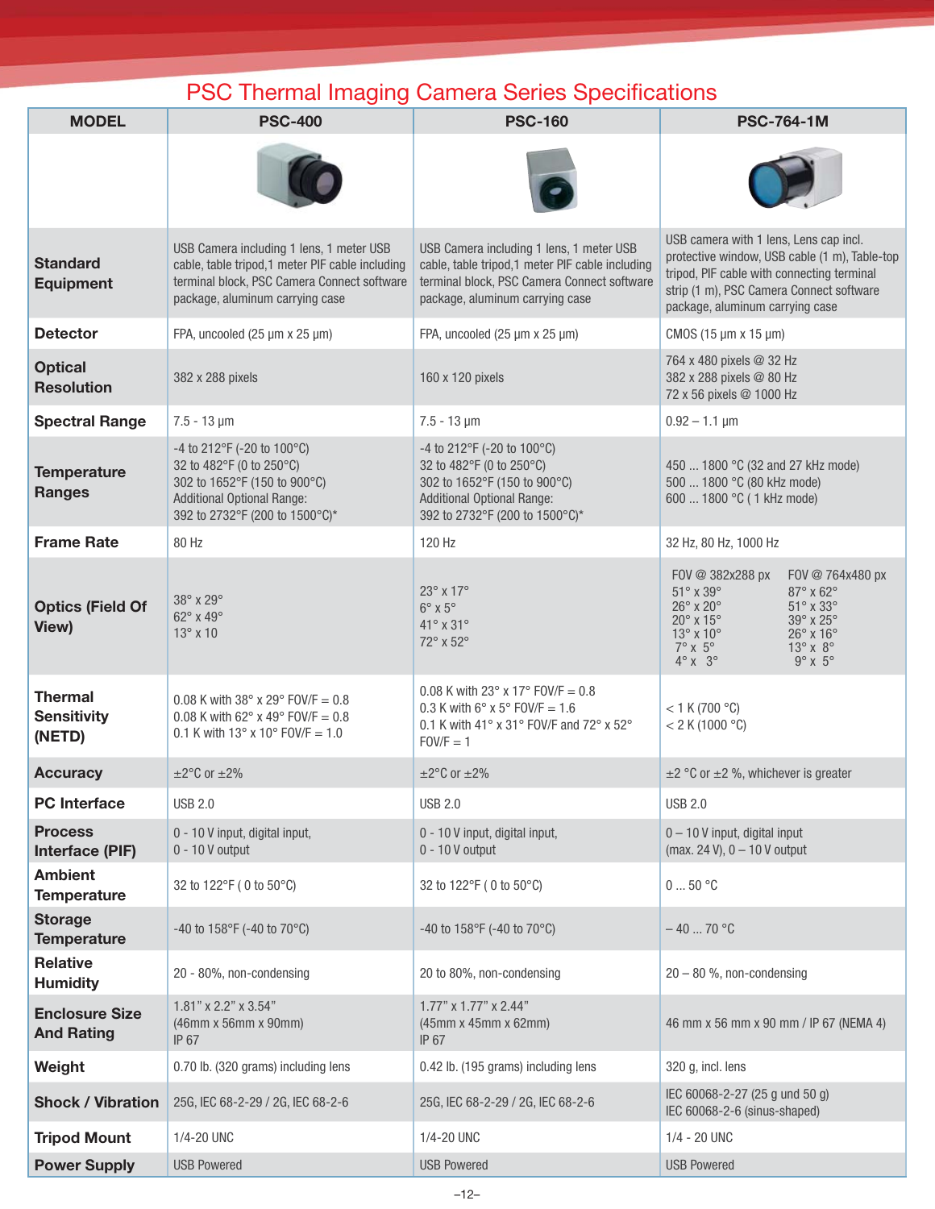# PSC Thermal Imaging Camera Series Specifications

| MODEL | PSC-400 | PSC-160 | PSC-764-1M |
|---|---|---|---|
| | | | |
| Standard Equipment | USB Camera including 1 lens, 1 meter USB cable, table tripod,1 meter PIF cable including terminal block, PSC Camera Connect software package, aluminum carrying case | USB Camera including 1 lens, 1 meter USB cable, table tripod,1 meter PIF cable including terminal block, PSC Camera Connect software package, aluminum carrying case | USB camera with 1 lens, Lens cap incl. protective window, USB cable (1 m), Table-top tripod, PIF cable with connecting terminal strip (1 m), PSC Camera Connect software package, aluminum carrying case |
| Detector | FPA, uncooled (25 µm x 25 µm) | FPA, uncooled (25 µm x 25 µm) | CMOS (15 µm x 15 µm) |
| Optical Resolution | 382 x 288 pixels | 160 x 120 pixels | 764 x 480 pixels @ 32 Hz<br>382 x 288 pixels @ 80 Hz<br>72 x 56 pixels @ 1000 Hz |
| Spectral Range | 7.5 - 13 µm | 7.5 - 13 µm | 0.92 – 1.1 µm |
| Temperature Ranges | -4 to 212°F (-20 to 100°C)<br>32 to 482°F (0 to 250°C)<br>302 to 1652°F (150 to 900°C)<br>Additional Optional Range:<br>392 to 2732°F (200 to 1500°C)* | -4 to 212°F (-20 to 100°C)<br>32 to 482°F (0 to 250°C)<br>302 to 1652°F (150 to 900°C)<br>Additional Optional Range:<br>392 to 2732°F (200 to 1500°C)* | 450 ... 1800 °C (32 and 27 kHz mode)<br>500 ... 1800 °C (80 kHz mode)<br>600 ... 1800 °C ( 1 kHz mode) |
| Frame Rate | 80 Hz | 120 Hz | 32 Hz, 80 Hz, 1000 Hz |
| Optics (Field Of View) | 38° x 29°<br>62° x 49°<br>13° x 10 | 23° x 17°<br>6° x 5°<br>41° x 31°<br>72° x 52° | FOV @ 382x288 px / FOV @ 764x480 px<br>51° x 39° / 87° x 62°<br>26° x 20° / 51° x 33°<br>20° x 15° / 39° x 25°<br>13° x 10° / 26° x 16°<br>7° x 5° / 13° x 8°<br>4° x 3° / 9° x 5° |
| Thermal Sensitivity (NETD) | 0.08 K with 38° x 29° FOV/F = 0.8<br>0.08 K with 62° x 49° FOV/F = 0.8<br>0.1 K with 13° x 10° FOV/F = 1.0 | 0.08 K with 23° x 17° FOV/F = 0.8<br>0.3 K with 6° x 5° FOV/F = 1.6<br>0.1 K with 41° x 31° FOV/F and 72° x 52° FOV/F = 1 | < 1 K (700 °C)<br>< 2 K (1000 °C) |
| Accuracy | ±2°C or ±2% | ±2°C or ±2% | ±2 °C or ±2 %, whichever is greater |
| PC Interface | USB 2.0 | USB 2.0 | USB 2.0 |
| Process Interface (PIF) | 0 - 10 V input, digital input,<br>0 - 10 V output | 0 - 10 V input, digital input,<br>0 - 10 V output | 0 – 10 V input, digital input<br>(max. 24 V), 0 – 10 V output |
| Ambient Temperature | 32 to 122°F ( 0 to 50°C) | 32 to 122°F ( 0 to 50°C) | 0 ... 50 °C |
| Storage Temperature | -40 to 158°F (-40 to 70°C) | -40 to 158°F (-40 to 70°C) | – 40 ... 70 °C |
| Relative Humidity | 20 - 80%, non-condensing | 20 to 80%, non-condensing | 20 – 80 %, non-condensing |
| Enclosure Size And Rating | 1.81" x 2.2" x 3.54"<br>(46mm x 56mm x 90mm)<br>IP 67 | 1.77" x 1.77" x 2.44"<br>(45mm x 45mm x 62mm)<br>IP 67 | 46 mm x 56 mm x 90 mm / IP 67 (NEMA 4) |
| Weight | 0.70 lb. (320 grams) including lens | 0.42 lb. (195 grams) including lens | 320 g, incl. lens |
| Shock / Vibration | 25G, IEC 68-2-29 / 2G, IEC 68-2-6 | 25G, IEC 68-2-29 / 2G, IEC 68-2-6 | IEC 60068-2-27 (25 g und 50 g)<br>IEC 60068-2-6 (sinus-shaped) |
| Tripod Mount | 1/4-20 UNC | 1/4-20 UNC | 1/4 - 20 UNC |
| Power Supply | USB Powered | USB Powered | USB Powered |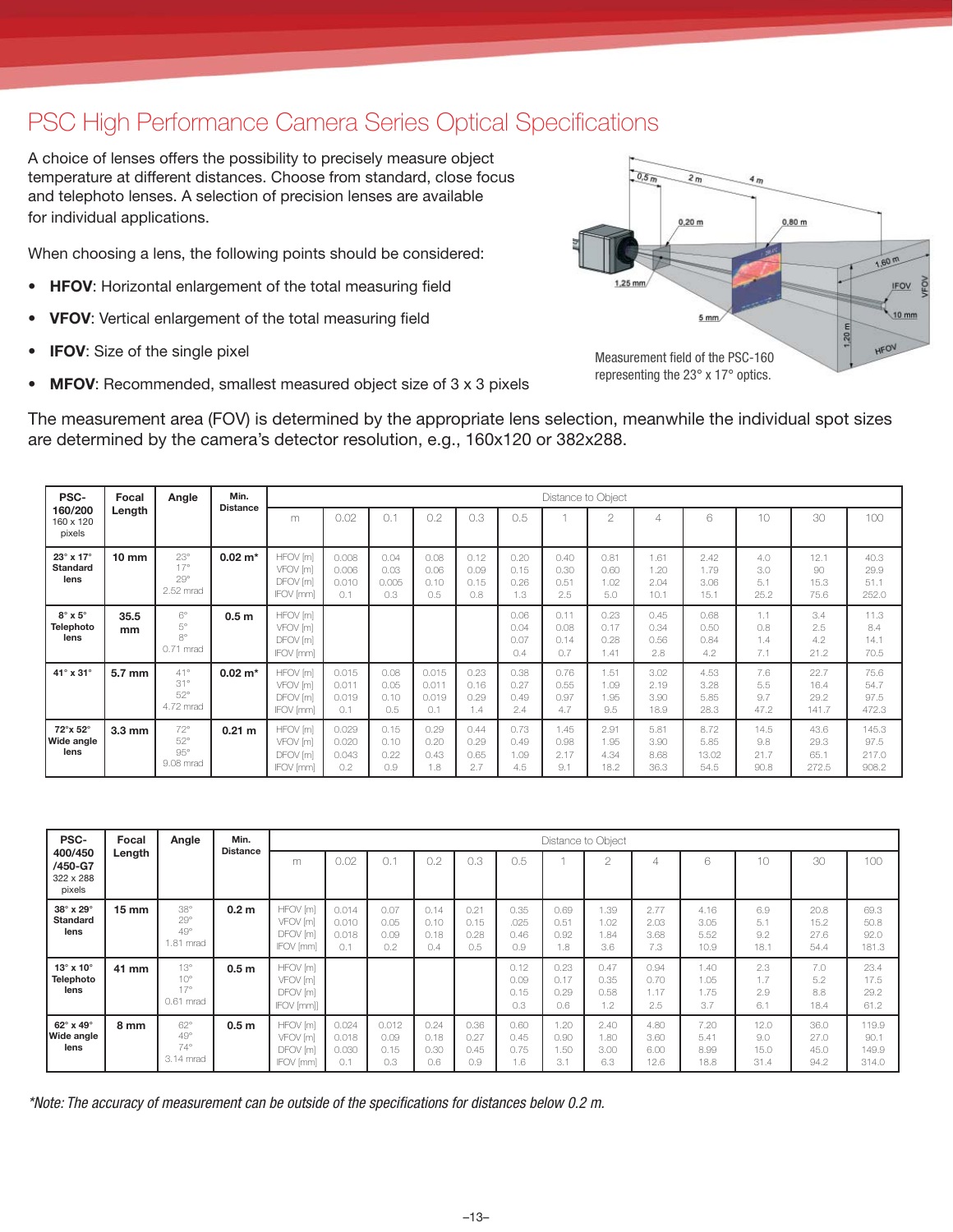# PSC High Performance Camera Series Optical Specifications

A choice of lenses offers the possibility to precisely measure object temperature at different distances. Choose from standard, close focus and telephoto lenses. A selection of precision lenses are available for individual applications.

When choosing a lens, the following points should be considered:

- **HFOV**: Horizontal enlargement of the total measuring field
- **VFOV**: Vertical enlargement of the total measuring field
- **IFOV**: Size of the single pixel
- **MFOV**: Recommended, smallest measured object size of 3 x 3 pixels

Measurement field of the PSC-160 representing the 23° x 17° optics.

The measurement area (FOV) is determined by the appropriate lens selection, meanwhile the individual spot sizes are determined by the camera's detector resolution, e.g., 160x120 or 382x288.

| PSC-160/200 160 x 120 pixels | Focal Length | Angle | Min. Distance | Distance to Object | | | | | | | | | | | | |
|---|---|---|---|---|---|---|---|---|---|---|---|---|---|---|---|---|
| | | | | m | 0.02 | 0.1 | 0.2 | 0.3 | 0.5 | 1 | 2 | 4 | 6 | 10 | 30 | 100 |
| **23° x 17° Standard lens** | **10 mm** | 23° | **0.02 m*** | HFOV [m] | 0.008 | 0.04 | 0.08 | 0.12 | 0.20 | 0.40 | 0.81 | 1.61 | 2.42 | 4.0 | 12.1 | 40.3 |
| | | 17° | | VFOV [m] | 0.006 | 0.03 | 0.06 | 0.09 | 0.15 | 0.30 | 0.60 | 1.20 | 1.79 | 3.0 | 90 | 29.9 |
| | | 29° | | DFOV [m] | 0.010 | 0.005 | 0.10 | 0.15 | 0.26 | 0.51 | 1.02 | 2.04 | 3.06 | 5.1 | 15.3 | 51.1 |
| | | 2.52 mrad | | IFOV [mm] | 0.1 | 0.3 | 0.5 | 0.8 | 1.3 | 2.5 | 5.0 | 10.1 | 15.1 | 25.2 | 75.6 | 252.0 |
| **8° x 5° Telephoto lens** | **35.5 mm** | 6° | **0.5 m** | HFOV [m] | | | | | 0.06 | 0.11 | 0.23 | 0.45 | 0.68 | 1.1 | 3.4 | 11.3 |
| | | 5° | | VFOV [m] | | | | | 0.04 | 0.08 | 0.17 | 0.34 | 0.50 | 0.8 | 2.5 | 8.4 |
| | | 8° | | DFOV [m] | | | | | 0.07 | 0.14 | 0.28 | 0.56 | 0.84 | 1.4 | 4.2 | 14.1 |
| | | 0.71 mrad | | IFOV [mm] | | | | | 0.4 | 0.7 | 1.41 | 2.8 | 4.2 | 7.1 | 21.2 | 70.5 |
| **41° x 31°** | **5.7 mm** | 41° | **0.02 m*** | HFOV [m] | 0.015 | 0.08 | 0.015 | 0.23 | 0.38 | 0.76 | 1.51 | 3.02 | 4.53 | 7.6 | 22.7 | 75.6 |
| | | 31° | | VFOV [m] | 0.011 | 0.05 | 0.011 | 0.16 | 0.27 | 0.55 | 1.09 | 2.19 | 3.28 | 5.5 | 16.4 | 54.7 |
| | | 52° | | DFOV [m] | 0.019 | 0.10 | 0.019 | 0.29 | 0.49 | 0.97 | 1.95 | 3.90 | 5.85 | 9.7 | 29.2 | 97.5 |
| | | 4.72 mrad | | IFOV [mm] | 0.1 | 0.5 | 0.1 | 1.4 | 2.4 | 4.7 | 9.5 | 18.9 | 28.3 | 47.2 | 141.7 | 472.3 |
| **72°x 52° Wide angle lens** | **3.3 mm** | 72° | **0.21 m** | HFOV [m] | 0.029 | 0.15 | 0.29 | 0.44 | 0.73 | 1.45 | 2.91 | 5.81 | 8.72 | 14.5 | 43.6 | 145.3 |
| | | 52° | | VFOV [m] | 0.020 | 0.10 | 0.20 | 0.29 | 0.49 | 0.98 | 1.95 | 3.90 | 5.85 | 9.8 | 29.3 | 97.5 |
| | | 95° | | DFOV [m] | 0.043 | 0.22 | 0.43 | 0.65 | 1.09 | 2.17 | 4.34 | 8.68 | 13.02 | 21.7 | 65.1 | 217.0 |
| | | 9.08 mrad | | IFOV [mm] | 0.2 | 0.9 | 1.8 | 2.7 | 4.5 | 9.1 | 18.2 | 36.3 | 54.5 | 90.8 | 272.5 | 908.2 |

| PSC-400/450 /450-G7 322 x 288 pixels | Focal Length | Angle | Min. Distance | Distance to Object | | | | | | | | | | | | |
|---|---|---|---|---|---|---|---|---|---|---|---|---|---|---|---|---|
| | | | | m | 0.02 | 0.1 | 0.2 | 0.3 | 0.5 | 1 | 2 | 4 | 6 | 10 | 30 | 100 |
| **38° x 29° Standard lens** | **15 mm** | 38° | **0.2 m** | HFOV [m] | 0.014 | 0.07 | 0.14 | 0.21 | 0.35 | 0.69 | 1.39 | 2.77 | 4.16 | 6.9 | 20.8 | 69.3 |
| | | 29° | | VFOV [m] | 0.010 | 0.05 | 0.10 | 0.15 | .025 | 0.51 | 1.02 | 2.03 | 3.05 | 5.1 | 15.2 | 50.8 |
| | | 49° | | DFOV [m] | 0.018 | 0.09 | 0.18 | 0.28 | 0.46 | 0.92 | 1.84 | 3.68 | 5.52 | 9.2 | 27.6 | 92.0 |
| | | 1.81 mrad | | IFOV [mm] | 0.1 | 0.2 | 0.4 | 0.5 | 0.9 | 1.8 | 3.6 | 7.3 | 10.9 | 18.1 | 54.4 | 181.3 |
| **13° x 10° Telephoto lens** | **41 mm** | 13° | **0.5 m** | HFOV [m] | | | | | 0.12 | 0.23 | 0.47 | 0.94 | 1.40 | 2.3 | 7.0 | 23.4 |
| | | 10° | | VFOV [m] | | | | | 0.09 | 0.17 | 0.35 | 0.70 | 1.05 | 1.7 | 5.2 | 17.5 |
| | | 17° | | DFOV [m] | | | | | 0.15 | 0.29 | 0.58 | 1.17 | 1.75 | 2.9 | 8.8 | 29.2 |
| | | 0.61 mrad | | IFOV [mm]] | | | | | 0.3 | 0.6 | 1.2 | 2.5 | 3.7 | 6.1 | 18.4 | 61.2 |
| **62° x 49° Wide angle lens** | **8 mm** | 62° | **0.5 m** | HFOV [m] | 0.024 | 0.012 | 0.24 | 0.36 | 0.60 | 1.20 | 2.40 | 4.80 | 7.20 | 12.0 | 36.0 | 119.9 |
| | | 49° | | VFOV [m] | 0.018 | 0.09 | 0.18 | 0.27 | 0.45 | 0.90 | 1.80 | 3.60 | 5.41 | 9.0 | 27.0 | 90.1 |
| | | 74° | | DFOV [m] | 0.030 | 0.15 | 0.30 | 0.45 | 0.75 | 1.50 | 3.00 | 6.00 | 8.99 | 15.0 | 45.0 | 149.9 |
| | | 3.14 mrad | | IFOV [mm] | 0.1 | 0.3 | 0.6 | 0.9 | 1.6 | 3.1 | 6.3 | 12.6 | 18.8 | 31.4 | 94.2 | 314.0 |

*\*Note: The accuracy of measurement can be outside of the specifications for distances below 0.2 m.*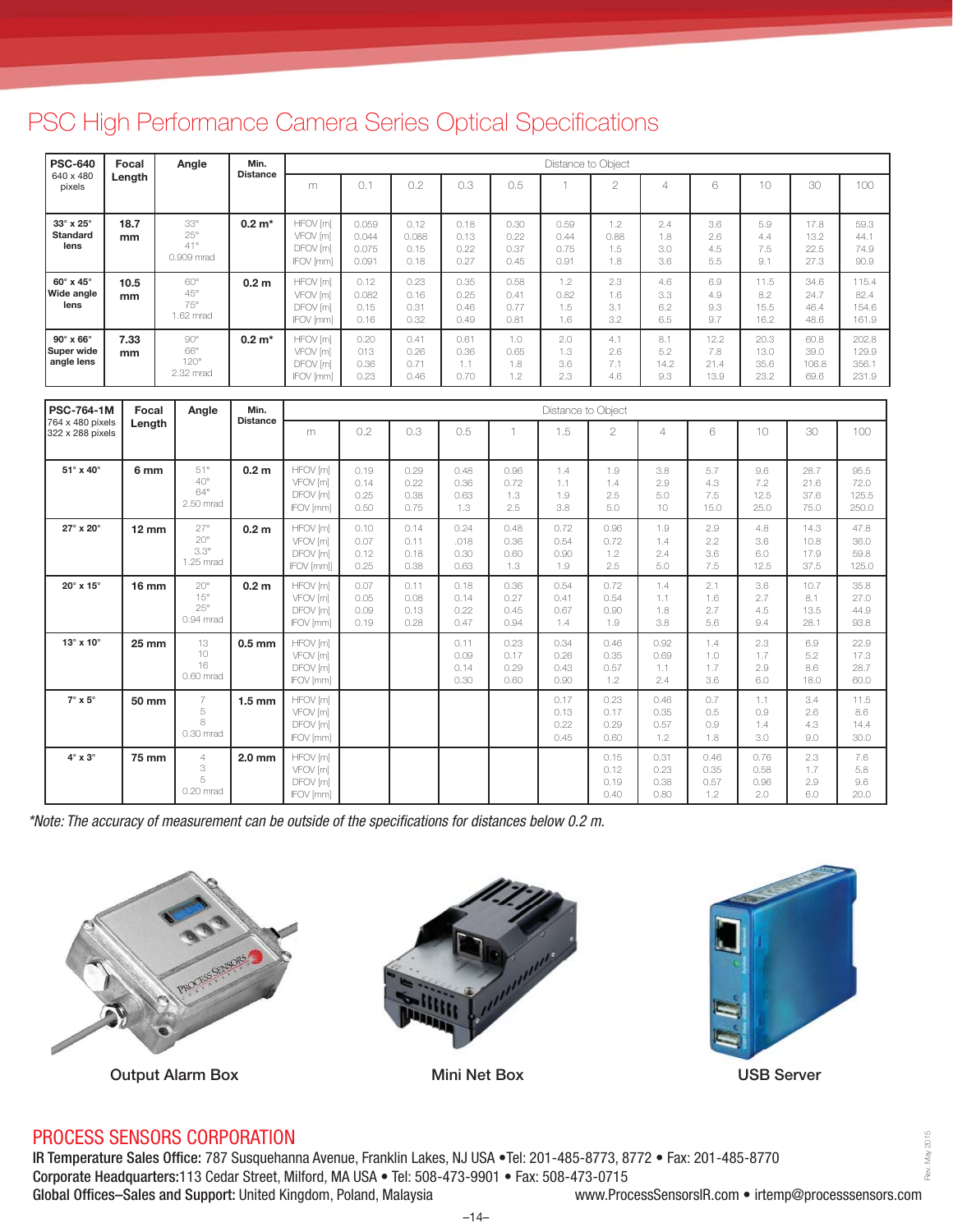# PSC High Performance Camera Series Optical Specifications

| PSC-640 640 x 480 pixels | Focal Length | Angle | Min. Distance | Distance to Object | | | | | | | | | | | |
|---|---|---|---|---|---|---|---|---|---|---|---|---|---|---|---|
| | | | | m | 0.1 | 0.2 | 0.3 | 0.5 | 1 | 2 | 4 | 6 | 10 | 30 | 100 |
| **33° x 25° Standard lens** | **18.7 mm** | 33° 25° 41° 0.909 mrad | **0.2 m*** | HFOV [m] VFOV [m] DFOV [m] IFOV [mm] | 0.059 0.044 0.075 0.091 | 0.12 0.088 0.15 0.18 | 0.18 0.13 0.22 0.27 | 0.30 0.22 0.37 0.45 | 0.59 0.44 0.75 0.91 | 1.2 0.88 1.5 1.8 | 2.4 1.8 3.0 3.6 | 3.6 2.6 4.5 5.5 | 5.9 4.4 7.5 9.1 | 17.8 13.2 22.5 27.3 | 59.3 44.1 74.9 90.9 |
| **60° x 45° Wide angle lens** | **10.5 mm** | 60° 45° 75° 1.62 mrad | **0.2 m** | HFOV [m] VFOV [m] DFOV [m] IFOV [mm] | 0.12 0.082 0.15 0.16 | 0.23 0.16 0.31 0.32 | 0.35 0.25 0.46 0.49 | 0.58 0.41 0.77 0.81 | 1.2 0.82 1.5 1.6 | 2.3 1.6 3.1 3.2 | 4.6 3.3 6.2 6.5 | 6.9 4.9 9.3 9.7 | 11.5 8.2 15.5 16.2 | 34.6 24.7 46.4 48.6 | 115.4 82.4 154.6 161.9 |
| **90° x 66° Super wide angle lens** | **7.33 mm** | 90° 66° 120° 2.32 mrad | **0.2 m*** | HFOV [m] VFOV [m] DFOV [m] IFOV [mm] | 0.20 013 0.36 0.23 | 0.41 0.26 0.71 0.46 | 0.61 0.36 1.1 0.70 | 1.0 0.65 1.8 1.2 | 2.0 1.3 3.6 2.3 | 4.1 2.6 7.1 4.6 | 8.1 5.2 14.2 9.3 | 12.2 7.8 21.4 13.9 | 20.3 13.0 35.6 23.2 | 60.8 39.0 106.8 69.6 | 202.8 129.9 356.1 231.9 |

| PSC-764-1M 764 x 480 pixels 322 x 288 pixels | Focal Length | Angle | Min. Distance | Distance to Object | | | | | | | | | | | |
|---|---|---|---|---|---|---|---|---|---|---|---|---|---|---|---|
| | | | | m | 0.2 | 0.3 | 0.5 | 1 | 1.5 | 2 | 4 | 6 | 10 | 30 | 100 |
| **51° x 40°** | **6 mm** | 51° 40° 64° 2.50 mrad | **0.2 m** | HFOV [m] VFOV [m] DFOV [m] IFOV [mm] | 0.19 0.14 0.25 0.50 | 0.29 0.22 0.38 0.75 | 0.48 0.36 0.63 1.3 | 0.96 0.72 1.3 2.5 | 1.4 1.1 1.9 3.8 | 1.9 1.4 2.5 5.0 | 3.8 2.9 5.0 10 | 5.7 4.3 7.5 15.0 | 9.6 7.2 12.5 25.0 | 28.7 21.6 37.6 75.0 | 95.5 72.0 125.5 250.0 |
| **27° x 20°** | **12 mm** | 27° 20° 33° 1.25 mrad | **0.2 m** | HFOV [m] VFOV [m] DFOV [m] IFOV [mm]] | 0.10 0.07 0.12 0.25 | 0.14 0.11 0.18 0.38 | 0.24 .018 0.30 0.63 | 0.48 0.36 0.60 1.3 | 0.72 0.54 0.90 1.9 | 0.96 0.72 1.2 2.5 | 1.9 1.4 2.4 5.0 | 2.9 2.2 3.6 7.5 | 4.8 3.6 6.0 12.5 | 14.3 10.8 17.9 37.5 | 47.8 36.0 59.8 125.0 |
| **20° x 15°** | **16 mm** | 20° 15° 25° 0.94 mrad | **0.2 m** | HFOV [m] VFOV [m] DFOV [m] IFOV [mm] | 0.07 0.05 0.09 0.19 | 0.11 0.08 0.13 0.28 | 0.18 0.14 0.22 0.47 | 0.36 0.27 0.45 0.94 | 0.54 0.41 0.67 1.4 | 0.72 0.54 0.90 1.9 | 1.4 1.1 1.8 3.8 | 2.1 1.6 2.7 5.6 | 3.6 2.7 4.5 9.4 | 10.7 8.1 13.5 28.1 | 35.8 27.0 44.9 93.8 |
| **13° x 10°** | **25 mm** | 13 10 16 0.60 mrad | **0.5 mm** | HFOV [m] VFOV [m] DFOV [m] IFOV [mm] | | | 0.11 0.09 0.14 0.30 | 0.23 0.17 0.29 0.60 | 0.34 0.26 0.43 0.90 | 0.46 0.35 0.57 1.2 | 0.92 0.69 1.1 2.4 | 1.4 1.0 1.7 3.6 | 2.3 1.7 2.9 6.0 | 6.9 5.2 8.6 18.0 | 22.9 17.3 28.7 60.0 |
| **7° x 5°** | **50 mm** | 7 5 8 0.30 mrad | **1.5 mm** | HFOV [m] VFOV [m] DFOV [m] IFOV [mm] | | | | | 0.17 0.13 0.22 0.45 | 0.23 0.17 0.29 0.60 | 0.46 0.35 0.57 1.2 | 0.7 0.5 0.9 1.8 | 1.1 0.9 1.4 3.0 | 3.4 2.6 4.3 9.0 | 11.5 8.6 14.4 30.0 |
| **4° x 3°** | **75 mm** | 4 3 5 0.20 mrad | **2.0 mm** | HFOV [m] VFOV [m] DFOV [m] IFOV [mm] | | | | | | 0.15 0.12 0.19 0.40 | 0.31 0.23 0.38 0.80 | 0.46 0.35 0.57 1.2 | 0.76 0.58 0.96 2.0 | 2.3 1.7 2.9 6.0 | 7.6 5.8 9.6 20.0 |

*\*Note: The accuracy of measurement can be outside of the specifications for distances below 0.2 m.*

Output Alarm Box

Mini Net Box

USB Server

## PROCESS SENSORS CORPORATION

**IR Temperature Sales Office:** 787 Susquehanna Avenue, Franklin Lakes, NJ USA •Tel: 201-485-8773, 8772 • Fax: 201-485-8770
**Corporate Headquarters:** 113 Cedar Street, Milford, MA USA • Tel: 508-473-9901 • Fax: 508-473-0715
**Global Offices–Sales and Support:** United Kingdom, Poland, Malaysia www.ProcessSensorsIR.com • irtemp@processsensors.com

Rev. May 2015